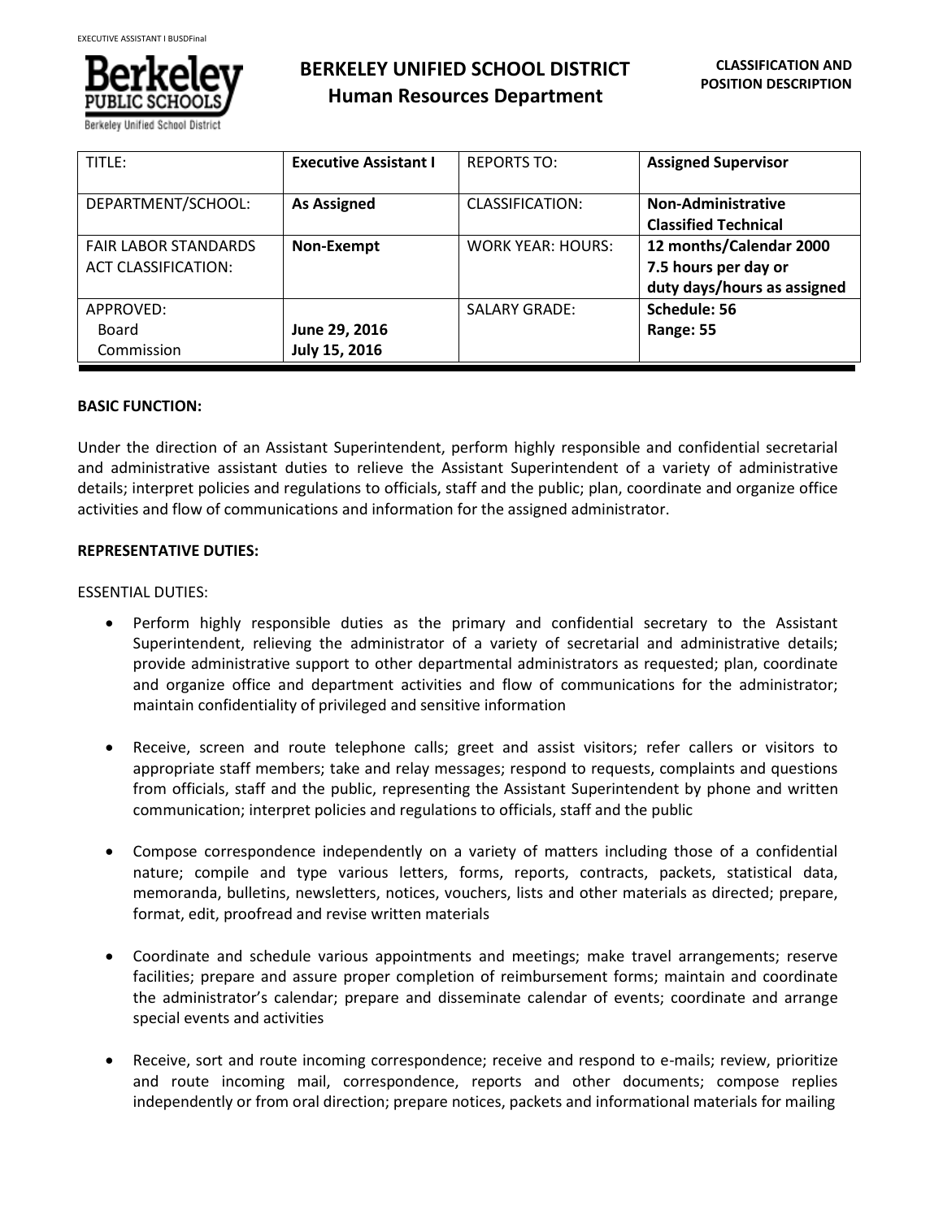# BERKELEY UNIFIED SCHOOL DISTRICT
## Human Resources Department

**CLASSIFICATION AND POSITION DESCRIPTION**

| TITLE: | **Executive Assistant I** | REPORTS TO: | **Assigned Supervisor** |
|---|---|---|---|
| DEPARTMENT/SCHOOL: | **As Assigned** | CLASSIFICATION: | **Non-Administrative Classified Technical** |
| FAIR LABOR STANDARDS ACT CLASSIFICATION: | **Non-Exempt** | WORK YEAR: HOURS: | **12 months/Calendar 2000 7.5 hours per day or duty days/hours as assigned** |
| APPROVED: Board Commission | **June 29, 2016 July 15, 2016** | SALARY GRADE: | **Schedule: 56 Range: 55** |

**BASIC FUNCTION:**

Under the direction of an Assistant Superintendent, perform highly responsible and confidential secretarial and administrative assistant duties to relieve the Assistant Superintendent of a variety of administrative details; interpret policies and regulations to officials, staff and the public; plan, coordinate and organize office activities and flow of communications and information for the assigned administrator.

**REPRESENTATIVE DUTIES:**

ESSENTIAL DUTIES:

- Perform highly responsible duties as the primary and confidential secretary to the Assistant Superintendent, relieving the administrator of a variety of secretarial and administrative details; provide administrative support to other departmental administrators as requested; plan, coordinate and organize office and department activities and flow of communications for the administrator; maintain confidentiality of privileged and sensitive information

- Receive, screen and route telephone calls; greet and assist visitors; refer callers or visitors to appropriate staff members; take and relay messages; respond to requests, complaints and questions from officials, staff and the public, representing the Assistant Superintendent by phone and written communication; interpret policies and regulations to officials, staff and the public

- Compose correspondence independently on a variety of matters including those of a confidential nature; compile and type various letters, forms, reports, contracts, packets, statistical data, memoranda, bulletins, newsletters, notices, vouchers, lists and other materials as directed; prepare, format, edit, proofread and revise written materials

- Coordinate and schedule various appointments and meetings; make travel arrangements; reserve facilities; prepare and assure proper completion of reimbursement forms; maintain and coordinate the administrator's calendar; prepare and disseminate calendar of events; coordinate and arrange special events and activities

- Receive, sort and route incoming correspondence; receive and respond to e-mails; review, prioritize and route incoming mail, correspondence, reports and other documents; compose replies independently or from oral direction; prepare notices, packets and informational materials for mailing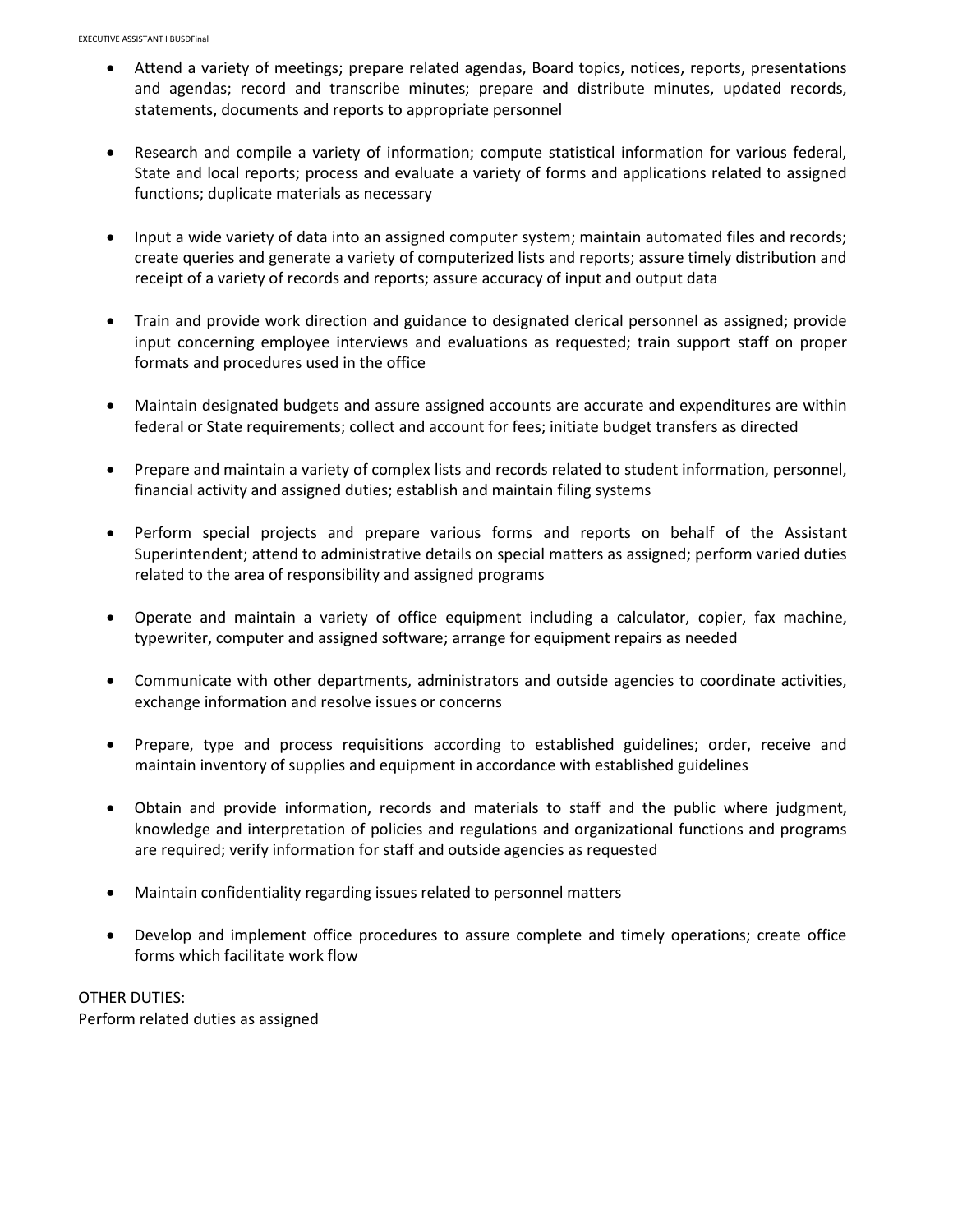- Attend a variety of meetings; prepare related agendas, Board topics, notices, reports, presentations and agendas; record and transcribe minutes; prepare and distribute minutes, updated records, statements, documents and reports to appropriate personnel

- Research and compile a variety of information; compute statistical information for various federal, State and local reports; process and evaluate a variety of forms and applications related to assigned functions; duplicate materials as necessary

- Input a wide variety of data into an assigned computer system; maintain automated files and records; create queries and generate a variety of computerized lists and reports; assure timely distribution and receipt of a variety of records and reports; assure accuracy of input and output data

- Train and provide work direction and guidance to designated clerical personnel as assigned; provide input concerning employee interviews and evaluations as requested; train support staff on proper formats and procedures used in the office

- Maintain designated budgets and assure assigned accounts are accurate and expenditures are within federal or State requirements; collect and account for fees; initiate budget transfers as directed

- Prepare and maintain a variety of complex lists and records related to student information, personnel, financial activity and assigned duties; establish and maintain filing systems

- Perform special projects and prepare various forms and reports on behalf of the Assistant Superintendent; attend to administrative details on special matters as assigned; perform varied duties related to the area of responsibility and assigned programs

- Operate and maintain a variety of office equipment including a calculator, copier, fax machine, typewriter, computer and assigned software; arrange for equipment repairs as needed

- Communicate with other departments, administrators and outside agencies to coordinate activities, exchange information and resolve issues or concerns

- Prepare, type and process requisitions according to established guidelines; order, receive and maintain inventory of supplies and equipment in accordance with established guidelines

- Obtain and provide information, records and materials to staff and the public where judgment, knowledge and interpretation of policies and regulations and organizational functions and programs are required; verify information for staff and outside agencies as requested

- Maintain confidentiality regarding issues related to personnel matters

- Develop and implement office procedures to assure complete and timely operations; create office forms which facilitate work flow

OTHER DUTIES:
Perform related duties as assigned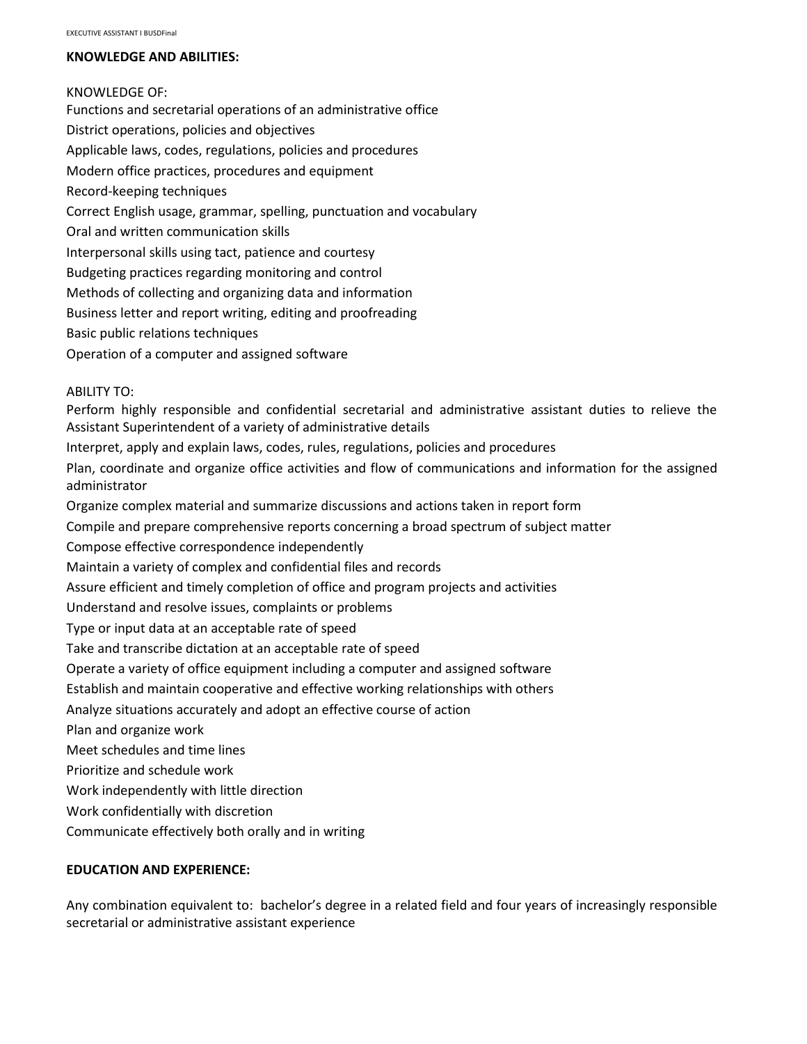**KNOWLEDGE AND ABILITIES:**

KNOWLEDGE OF:

Functions and secretarial operations of an administrative office
District operations, policies and objectives
Applicable laws, codes, regulations, policies and procedures
Modern office practices, procedures and equipment
Record-keeping techniques
Correct English usage, grammar, spelling, punctuation and vocabulary
Oral and written communication skills
Interpersonal skills using tact, patience and courtesy
Budgeting practices regarding monitoring and control
Methods of collecting and organizing data and information
Business letter and report writing, editing and proofreading
Basic public relations techniques
Operation of a computer and assigned software

ABILITY TO:

Perform highly responsible and confidential secretarial and administrative assistant duties to relieve the Assistant Superintendent of a variety of administrative details
Interpret, apply and explain laws, codes, rules, regulations, policies and procedures
Plan, coordinate and organize office activities and flow of communications and information for the assigned administrator
Organize complex material and summarize discussions and actions taken in report form
Compile and prepare comprehensive reports concerning a broad spectrum of subject matter
Compose effective correspondence independently
Maintain a variety of complex and confidential files and records
Assure efficient and timely completion of office and program projects and activities
Understand and resolve issues, complaints or problems
Type or input data at an acceptable rate of speed
Take and transcribe dictation at an acceptable rate of speed
Operate a variety of office equipment including a computer and assigned software
Establish and maintain cooperative and effective working relationships with others
Analyze situations accurately and adopt an effective course of action
Plan and organize work
Meet schedules and time lines
Prioritize and schedule work
Work independently with little direction
Work confidentially with discretion
Communicate effectively both orally and in writing

**EDUCATION AND EXPERIENCE:**

Any combination equivalent to: bachelor's degree in a related field and four years of increasingly responsible secretarial or administrative assistant experience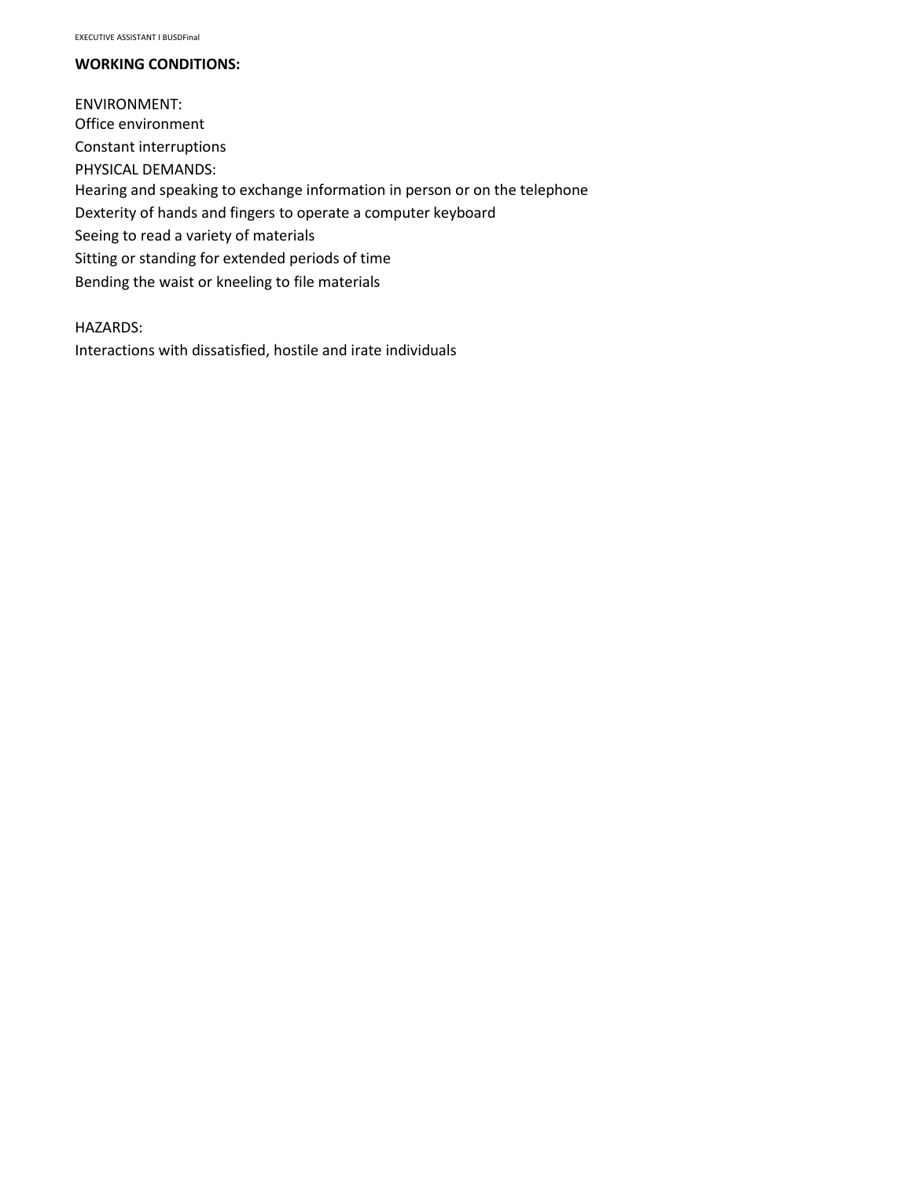**WORKING CONDITIONS:**

ENVIRONMENT:
Office environment
Constant interruptions

PHYSICAL DEMANDS:
Hearing and speaking to exchange information in person or on the telephone
Dexterity of hands and fingers to operate a computer keyboard
Seeing to read a variety of materials
Sitting or standing for extended periods of time
Bending the waist or kneeling to file materials

HAZARDS:
Interactions with dissatisfied, hostile and irate individuals